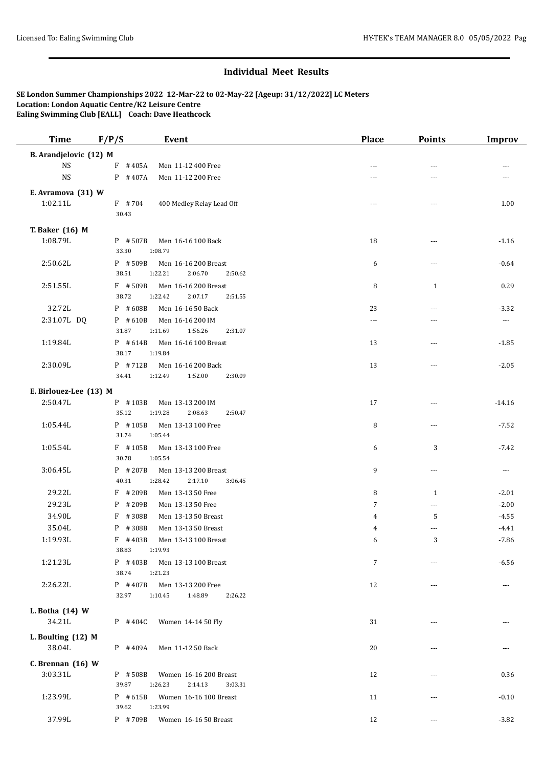## Individual Meet Results

**SE London Summer Championships 2022 12-Mar-22 to 02-May-22 [Ageup: 31/12/2022] LC Meters**
**Location: London Aquatic Centre/K2 Leisure Centre**
**Ealing Swimming Club [EALL] Coach: Dave Heathcock**

| Time | F/P/S | Event | Place | Points | Improv |
|---|---|---|---|---|---|
| **B. Arandjelovic (12) M** | | | | | |
| NS | F #405A | Men 11-12 400 Free | --- | --- | --- |
| NS | P #407A | Men 11-12 200 Free | --- | --- | --- |
| **E. Avramova (31) W** | | | | | |
| 1:02.11L | F #704 | 400 Medley Relay Lead Off<br>30.43 | --- | --- | 1.00 |
| **T. Baker (16) M** | | | | | |
| 1:08.79L | P #507B | Men 16-16 100 Back<br>33.30 1:08.79 | 18 | --- | -1.16 |
| 2:50.62L | P #509B | Men 16-16 200 Breast<br>38.51 1:22.21 2:06.70 2:50.62 | 6 | --- | -0.64 |
| 2:51.55L | F #509B | Men 16-16 200 Breast<br>38.72 1:22.42 2:07.17 2:51.55 | 8 | 1 | 0.29 |
| 32.72L | P #608B | Men 16-16 50 Back | 23 | --- | -3.32 |
| 2:31.07L DQ | P #610B | Men 16-16 200 IM<br>31.87 1:11.69 1:56.26 2:31.07 | --- | --- | --- |
| 1:19.84L | P #614B | Men 16-16 100 Breast<br>38.17 1:19.84 | 13 | --- | -1.85 |
| 2:30.09L | P #712B | Men 16-16 200 Back<br>34.41 1:12.49 1:52.00 2:30.09 | 13 | --- | -2.05 |
| **E. Birlouez-Lee (13) M** | | | | | |
| 2:50.47L | P #103B | Men 13-13 200 IM<br>35.12 1:19.28 2:08.63 2:50.47 | 17 | --- | -14.16 |
| 1:05.44L | P #105B | Men 13-13 100 Free<br>31.74 1:05.44 | 8 | --- | -7.52 |
| 1:05.54L | F #105B | Men 13-13 100 Free<br>30.78 1:05.54 | 6 | 3 | -7.42 |
| 3:06.45L | P #207B | Men 13-13 200 Breast<br>40.31 1:28.42 2:17.10 3:06.45 | 9 | --- | --- |
| 29.22L | F #209B | Men 13-13 50 Free | 8 | 1 | -2.01 |
| 29.23L | P #209B | Men 13-13 50 Free | 7 | --- | -2.00 |
| 34.90L | F #308B | Men 13-13 50 Breast | 4 | 5 | -4.55 |
| 35.04L | P #308B | Men 13-13 50 Breast | 4 | --- | -4.41 |
| 1:19.93L | F #403B | Men 13-13 100 Breast<br>38.83 1:19.93 | 6 | 3 | -7.86 |
| 1:21.23L | P #403B | Men 13-13 100 Breast<br>38.74 1:21.23 | 7 | --- | -6.56 |
| 2:26.22L | P #407B | Men 13-13 200 Free<br>32.97 1:10.45 1:48.89 2:26.22 | 12 | --- | --- |
| **L. Botha (14) W** | | | | | |
| 34.21L | P #404C | Women 14-14 50 Fly | 31 | --- | --- |
| **L. Boulting (12) M** | | | | | |
| 38.04L | P #409A | Men 11-12 50 Back | 20 | --- | --- |
| **C. Brennan (16) W** | | | | | |
| 3:03.31L | P #508B | Women 16-16 200 Breast<br>39.87 1:26.23 2:14.13 3:03.31 | 12 | --- | 0.36 |
| 1:23.99L | P #615B | Women 16-16 100 Breast<br>39.62 1:23.99 | 11 | --- | -0.10 |
| 37.99L | P #709B | Women 16-16 50 Breast | 12 | --- | -3.82 |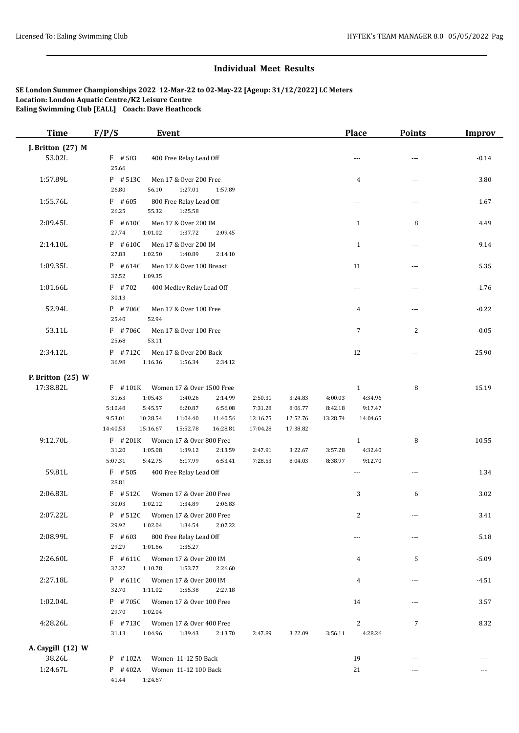## Individual Meet Results

**SE London Summer Championships 2022 12-Mar-22 to 02-May-22 [Ageup: 31/12/2022] LC Meters**
**Location: London Aquatic Centre/K2 Leisure Centre**
**Ealing Swimming Club [EALL] Coach: Dave Heathcock**

| Time | F/P/S | Event | Place | Points | Improv |
|---|---|---|---|---|---|
| **J. Britton (27) M** | | | | | |
| 53.02L | F #503 | 400 Free Relay Lead Off | --- | --- | -0.14 |
| | 25.66 | | | | |
| 1:57.89L | P #513C | Men 17 & Over 200 Free | 4 | --- | 3.80 |
| | 26.80 56.10 1:27.01 1:57.89 | | | | |
| 1:55.76L | F #605 | 800 Free Relay Lead Off | --- | --- | 1.67 |
| | 26.25 55.32 1:25.58 | | | | |
| 2:09.45L | F #610C | Men 17 & Over 200 IM | 1 | 8 | 4.49 |
| | 27.74 1:01.02 1:37.72 2:09.45 | | | | |
| 2:14.10L | P #610C | Men 17 & Over 200 IM | 1 | --- | 9.14 |
| | 27.83 1:02.50 1:40.89 2:14.10 | | | | |
| 1:09.35L | P #614C | Men 17 & Over 100 Breast | 11 | --- | 5.35 |
| | 32.52 1:09.35 | | | | |
| 1:01.66L | F #702 | 400 Medley Relay Lead Off | --- | --- | -1.76 |
| | 30.13 | | | | |
| 52.94L | P #706C | Men 17 & Over 100 Free | 4 | --- | -0.22 |
| | 25.40 52.94 | | | | |
| 53.11L | F #706C | Men 17 & Over 100 Free | 7 | 2 | -0.05 |
| | 25.68 53.11 | | | | |
| 2:34.12L | P #712C | Men 17 & Over 200 Back | 12 | --- | 25.90 |
| | 36.98 1:16.36 1:56.34 2:34.12 | | | | |
| **P. Britton (25) W** | | | | | |
| 17:38.82L | F #101K | Women 17 & Over 1500 Free | 1 | 8 | 15.19 |
| | 31.63 1:05.43 1:40.26 2:14.99 2:50.31 3:24.83 4:00.03 4:34.96 | | | | |
| | 5:10.48 5:45.57 6:20.87 6:56.08 7:31.28 8:06.77 8:42.18 9:17.47 | | | | |
| | 9:53.01 10:28.54 11:04.40 11:40.56 12:16.75 12:52.76 13:28.74 14:04.65 | | | | |
| | 14:40.53 15:16.67 15:52.78 16:28.81 17:04.28 17:38.82 | | | | |
| 9:12.70L | F #201K | Women 17 & Over 800 Free | 1 | 8 | 10.55 |
| | 31.20 1:05.08 1:39.12 2:13.59 2:47.91 3:22.67 3:57.28 4:32.40 | | | | |
| | 5:07.31 5:42.75 6:17.99 6:53.41 7:28.53 8:04.03 8:38.97 9:12.70 | | | | |
| 59.81L | F #505 | 400 Free Relay Lead Off | --- | --- | 1.34 |
| | 28.81 | | | | |
| 2:06.83L | F #512C | Women 17 & Over 200 Free | 3 | 6 | 3.02 |
| | 30.03 1:02.12 1:34.89 2:06.83 | | | | |
| 2:07.22L | P #512C | Women 17 & Over 200 Free | 2 | --- | 3.41 |
| | 29.92 1:02.04 1:34.54 2:07.22 | | | | |
| 2:08.99L | F #603 | 800 Free Relay Lead Off | --- | --- | 5.18 |
| | 29.29 1:01.66 1:35.27 | | | | |
| 2:26.60L | F #611C | Women 17 & Over 200 IM | 4 | 5 | -5.09 |
| | 32.27 1:10.78 1:53.77 2:26.60 | | | | |
| 2:27.18L | P #611C | Women 17 & Over 200 IM | 4 | --- | -4.51 |
| | 32.70 1:11.02 1:55.38 2:27.18 | | | | |
| 1:02.04L | P #705C | Women 17 & Over 100 Free | 14 | --- | 3.57 |
| | 29.70 1:02.04 | | | | |
| 4:28.26L | F #713C | Women 17 & Over 400 Free | 2 | 7 | 8.32 |
| | 31.13 1:04.96 1:39.43 2:13.70 2:47.89 3:22.09 3:56.11 4:28.26 | | | | |
| **A. Caygill (12) W** | | | | | |
| 38.26L | P #102A | Women 11-12 50 Back | 19 | --- | --- |
| 1:24.67L | P #402A | Women 11-12 100 Back | 21 | --- | --- |
| | 41.44 1:24.67 | | | | |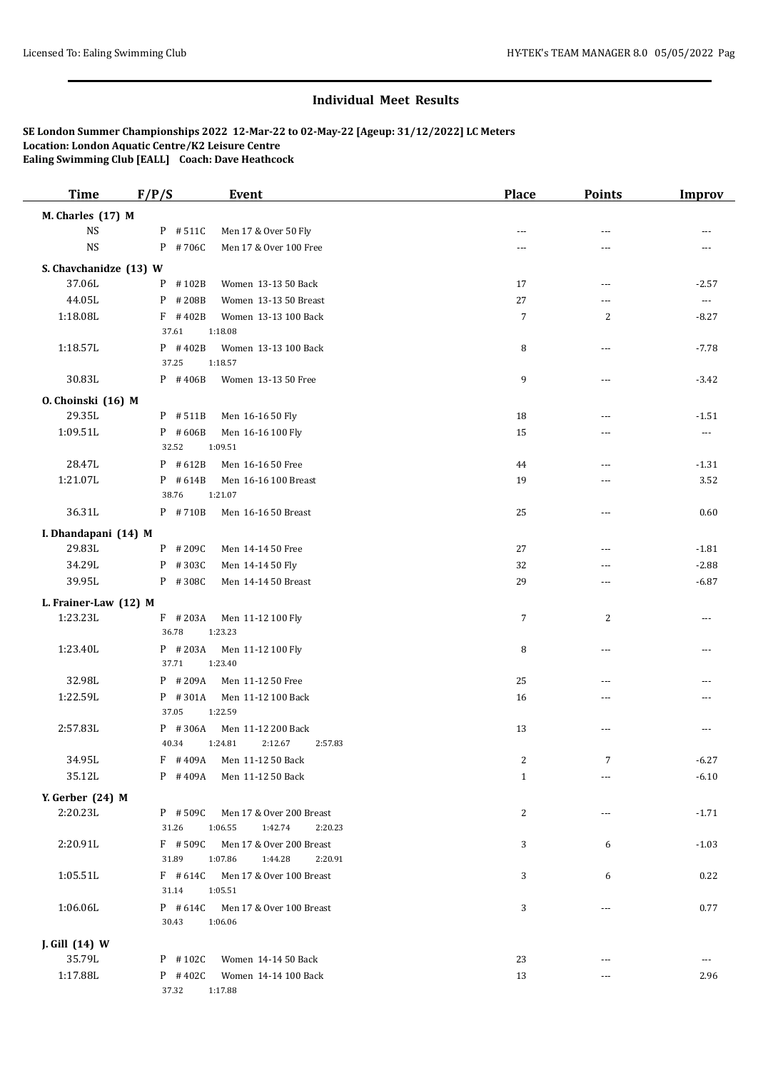# Individual Meet Results

**SE London Summer Championships 2022 12-Mar-22 to 02-May-22 [Ageup: 31/12/2022] LC Meters**
**Location: London Aquatic Centre/K2 Leisure Centre**
**Ealing Swimming Club [EALL] Coach: Dave Heathcock**

| Time | F/P/S | Event | Place | Points | Improv |
|---|---|---|---|---|---|
| **M. Charles (17) M** | | | | | |
| NS | P #511C | Men 17 & Over 50 Fly | --- | --- | --- |
| NS | P #706C | Men 17 & Over 100 Free | --- | --- | --- |
| **S. Chavchanidze (13) W** | | | | | |
| 37.06L | P #102B | Women 13-13 50 Back | 17 | --- | -2.57 |
| 44.05L | P #208B | Women 13-13 50 Breast | 27 | --- | --- |
| 1:18.08L | F #402B | Women 13-13 100 Back | 7 | 2 | -8.27 |
| | 37.61 1:18.08 | | | | |
| 1:18.57L | P #402B | Women 13-13 100 Back | 8 | --- | -7.78 |
| | 37.25 1:18.57 | | | | |
| 30.83L | P #406B | Women 13-13 50 Free | 9 | --- | -3.42 |
| **O. Choinski (16) M** | | | | | |
| 29.35L | P #511B | Men 16-16 50 Fly | 18 | --- | -1.51 |
| 1:09.51L | P #606B | Men 16-16 100 Fly | 15 | --- | --- |
| | 32.52 1:09.51 | | | | |
| 28.47L | P #612B | Men 16-16 50 Free | 44 | --- | -1.31 |
| 1:21.07L | P #614B | Men 16-16 100 Breast | 19 | --- | 3.52 |
| | 38.76 1:21.07 | | | | |
| 36.31L | P #710B | Men 16-16 50 Breast | 25 | --- | 0.60 |
| **I. Dhandapani (14) M** | | | | | |
| 29.83L | P #209C | Men 14-14 50 Free | 27 | --- | -1.81 |
| 34.29L | P #303C | Men 14-14 50 Fly | 32 | --- | -2.88 |
| 39.95L | P #308C | Men 14-14 50 Breast | 29 | --- | -6.87 |
| **L. Frainer-Law (12) M** | | | | | |
| 1:23.23L | F #203A | Men 11-12 100 Fly | 7 | 2 | --- |
| | 36.78 1:23.23 | | | | |
| 1:23.40L | P #203A | Men 11-12 100 Fly | 8 | --- | --- |
| | 37.71 1:23.40 | | | | |
| 32.98L | P #209A | Men 11-12 50 Free | 25 | --- | --- |
| 1:22.59L | P #301A | Men 11-12 100 Back | 16 | --- | --- |
| | 37.05 1:22.59 | | | | |
| 2:57.83L | P #306A | Men 11-12 200 Back | 13 | --- | --- |
| | 40.34 1:24.81 2:12.67 2:57.83 | | | | |
| 34.95L | F #409A | Men 11-12 50 Back | 2 | 7 | -6.27 |
| 35.12L | P #409A | Men 11-12 50 Back | 1 | --- | -6.10 |
| **Y. Gerber (24) M** | | | | | |
| 2:20.23L | P #509C | Men 17 & Over 200 Breast | 2 | --- | -1.71 |
| | 31.26 1:06.55 1:42.74 2:20.23 | | | | |
| 2:20.91L | F #509C | Men 17 & Over 200 Breast | 3 | 6 | -1.03 |
| | 31.89 1:07.86 1:44.28 2:20.91 | | | | |
| 1:05.51L | F #614C | Men 17 & Over 100 Breast | 3 | 6 | 0.22 |
| | 31.14 1:05.51 | | | | |
| 1:06.06L | P #614C | Men 17 & Over 100 Breast | 3 | --- | 0.77 |
| | 30.43 1:06.06 | | | | |
| **J. Gill (14) W** | | | | | |
| 35.79L | P #102C | Women 14-14 50 Back | 23 | --- | --- |
| 1:17.88L | P #402C | Women 14-14 100 Back | 13 | --- | 2.96 |
| | 37.32 1:17.88 | | | | |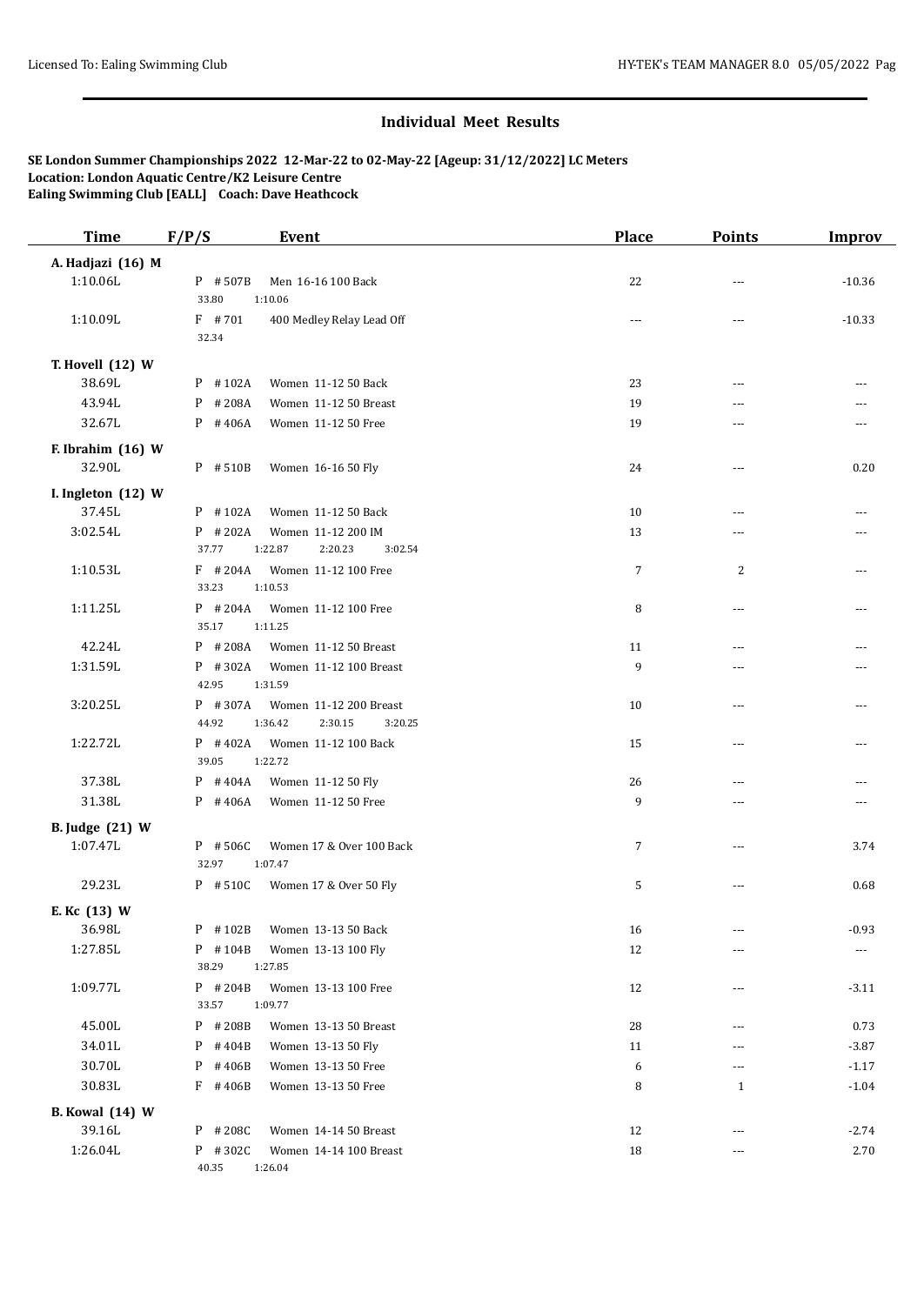## Individual Meet Results

**SE London Summer Championships 2022 12-Mar-22 to 02-May-22 [Ageup: 31/12/2022] LC Meters**
**Location: London Aquatic Centre/K2 Leisure Centre**
**Ealing Swimming Club [EALL] Coach: Dave Heathcock**

| Time | F/P/S | Event | Place | Points | Improv |
|---|---|---|---|---|---|
| **A. Hadjazi (16) M** | | | | | |
| 1:10.06L | P #507B | Men 16-16 100 Back | 22 | --- | -10.36 |
| | 33.80 1:10.06 | | | | |
| 1:10.09L | F #701 | 400 Medley Relay Lead Off | --- | --- | -10.33 |
| | 32.34 | | | | |
| **T. Hovell (12) W** | | | | | |
| 38.69L | P #102A | Women 11-12 50 Back | 23 | --- | --- |
| 43.94L | P #208A | Women 11-12 50 Breast | 19 | --- | --- |
| 32.67L | P #406A | Women 11-12 50 Free | 19 | --- | --- |
| **F. Ibrahim (16) W** | | | | | |
| 32.90L | P #510B | Women 16-16 50 Fly | 24 | --- | 0.20 |
| **I. Ingleton (12) W** | | | | | |
| 37.45L | P #102A | Women 11-12 50 Back | 10 | --- | --- |
| 3:02.54L | P #202A | Women 11-12 200 IM | 13 | --- | --- |
| | 37.77 1:22.87 2:20.23 3:02.54 | | | | |
| 1:10.53L | F #204A | Women 11-12 100 Free | 7 | 2 | --- |
| | 33.23 1:10.53 | | | | |
| 1:11.25L | P #204A | Women 11-12 100 Free | 8 | --- | --- |
| | 35.17 1:11.25 | | | | |
| 42.24L | P #208A | Women 11-12 50 Breast | 11 | --- | --- |
| 1:31.59L | P #302A | Women 11-12 100 Breast | 9 | --- | --- |
| | 42.95 1:31.59 | | | | |
| 3:20.25L | P #307A | Women 11-12 200 Breast | 10 | --- | --- |
| | 44.92 1:36.42 2:30.15 3:20.25 | | | | |
| 1:22.72L | P #402A | Women 11-12 100 Back | 15 | --- | --- |
| | 39.05 1:22.72 | | | | |
| 37.38L | P #404A | Women 11-12 50 Fly | 26 | --- | --- |
| 31.38L | P #406A | Women 11-12 50 Free | 9 | --- | --- |
| **B. Judge (21) W** | | | | | |
| 1:07.47L | P #506C | Women 17 & Over 100 Back | 7 | --- | 3.74 |
| | 32.97 1:07.47 | | | | |
| 29.23L | P #510C | Women 17 & Over 50 Fly | 5 | --- | 0.68 |
| **E. Kc (13) W** | | | | | |
| 36.98L | P #102B | Women 13-13 50 Back | 16 | --- | -0.93 |
| 1:27.85L | P #104B | Women 13-13 100 Fly | 12 | --- | --- |
| | 38.29 1:27.85 | | | | |
| 1:09.77L | P #204B | Women 13-13 100 Free | 12 | --- | -3.11 |
| | 33.57 1:09.77 | | | | |
| 45.00L | P #208B | Women 13-13 50 Breast | 28 | --- | 0.73 |
| 34.01L | P #404B | Women 13-13 50 Fly | 11 | --- | -3.87 |
| 30.70L | P #406B | Women 13-13 50 Free | 6 | --- | -1.17 |
| 30.83L | F #406B | Women 13-13 50 Free | 8 | 1 | -1.04 |
| **B. Kowal (14) W** | | | | | |
| 39.16L | P #208C | Women 14-14 50 Breast | 12 | --- | -2.74 |
| 1:26.04L | P #302C | Women 14-14 100 Breast | 18 | --- | 2.70 |
| | 40.35 1:26.04 | | | | |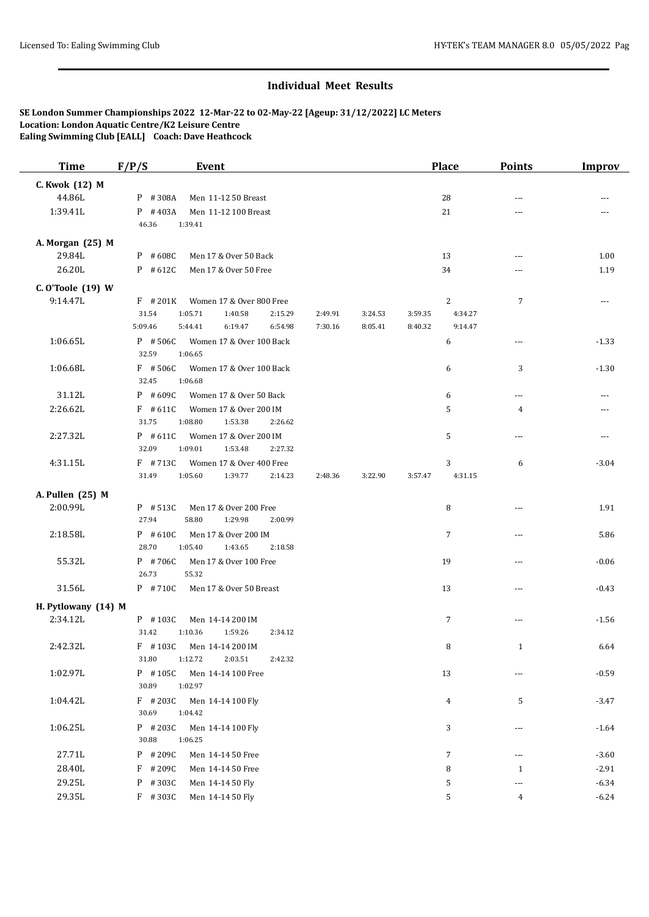## Individual Meet Results

**SE London Summer Championships 2022 12-Mar-22 to 02-May-22 [Ageup: 31/12/2022] LC Meters**
**Location: London Aquatic Centre/K2 Leisure Centre**
**Ealing Swimming Club [EALL] Coach: Dave Heathcock**

| Time | F/P/S | Event | Place | Points | Improv |
|---|---|---|---|---|---|
| **C. Kwok (12) M** | | | | | |
| 44.86L | P #308A | Men 11-12 50 Breast | 28 | --- | --- |
| 1:39.41L | P #403A | Men 11-12 100 Breast | 21 | --- | --- |
| | 46.36 1:39.41 | | | | |
| **A. Morgan (25) M** | | | | | |
| 29.84L | P #608C | Men 17 & Over 50 Back | 13 | --- | 1.00 |
| 26.20L | P #612C | Men 17 & Over 50 Free | 34 | --- | 1.19 |
| **C. O'Toole (19) W** | | | | | |
| 9:14.47L | F #201K | Women 17 & Over 800 Free | 2 | 7 | --- |
| | 31.54 1:05.71 1:40.58 2:15.29 2:49.91 3:24.53 3:59.35 4:34.27 | | | | |
| | 5:09.46 5:44.41 6:19.47 6:54.98 7:30.16 8:05.41 8:40.32 9:14.47 | | | | |
| 1:06.65L | P #506C | Women 17 & Over 100 Back | 6 | --- | -1.33 |
| | 32.59 1:06.65 | | | | |
| 1:06.68L | F #506C | Women 17 & Over 100 Back | 6 | 3 | -1.30 |
| | 32.45 1:06.68 | | | | |
| 31.12L | P #609C | Women 17 & Over 50 Back | 6 | --- | --- |
| 2:26.62L | F #611C | Women 17 & Over 200 IM | 5 | 4 | --- |
| | 31.75 1:08.80 1:53.38 2:26.62 | | | | |
| 2:27.32L | P #611C | Women 17 & Over 200 IM | 5 | --- | --- |
| | 32.09 1:09.01 1:53.48 2:27.32 | | | | |
| 4:31.15L | F #713C | Women 17 & Over 400 Free | 3 | 6 | -3.04 |
| | 31.49 1:05.60 1:39.77 2:14.23 2:48.36 3:22.90 3:57.47 4:31.15 | | | | |
| **A. Pullen (25) M** | | | | | |
| 2:00.99L | P #513C | Men 17 & Over 200 Free | 8 | --- | 1.91 |
| | 27.94 58.80 1:29.98 2:00.99 | | | | |
| 2:18.58L | P #610C | Men 17 & Over 200 IM | 7 | --- | 5.86 |
| | 28.70 1:05.40 1:43.65 2:18.58 | | | | |
| 55.32L | P #706C | Men 17 & Over 100 Free | 19 | --- | -0.06 |
| | 26.73 55.32 | | | | |
| 31.56L | P #710C | Men 17 & Over 50 Breast | 13 | --- | -0.43 |
| **H. Pytlowany (14) M** | | | | | |
| 2:34.12L | P #103C | Men 14-14 200 IM | 7 | --- | -1.56 |
| | 31.42 1:10.36 1:59.26 2:34.12 | | | | |
| 2:42.32L | F #103C | Men 14-14 200 IM | 8 | 1 | 6.64 |
| | 31.80 1:12.72 2:03.51 2:42.32 | | | | |
| 1:02.97L | P #105C | Men 14-14 100 Free | 13 | --- | -0.59 |
| | 30.89 1:02.97 | | | | |
| 1:04.42L | F #203C | Men 14-14 100 Fly | 4 | 5 | -3.47 |
| | 30.69 1:04.42 | | | | |
| 1:06.25L | P #203C | Men 14-14 100 Fly | 3 | --- | -1.64 |
| | 30.88 1:06.25 | | | | |
| 27.71L | P #209C | Men 14-14 50 Free | 7 | --- | -3.60 |
| 28.40L | F #209C | Men 14-14 50 Free | 8 | 1 | -2.91 |
| 29.25L | P #303C | Men 14-14 50 Fly | 5 | --- | -6.34 |
| 29.35L | F #303C | Men 14-14 50 Fly | 5 | 4 | -6.24 |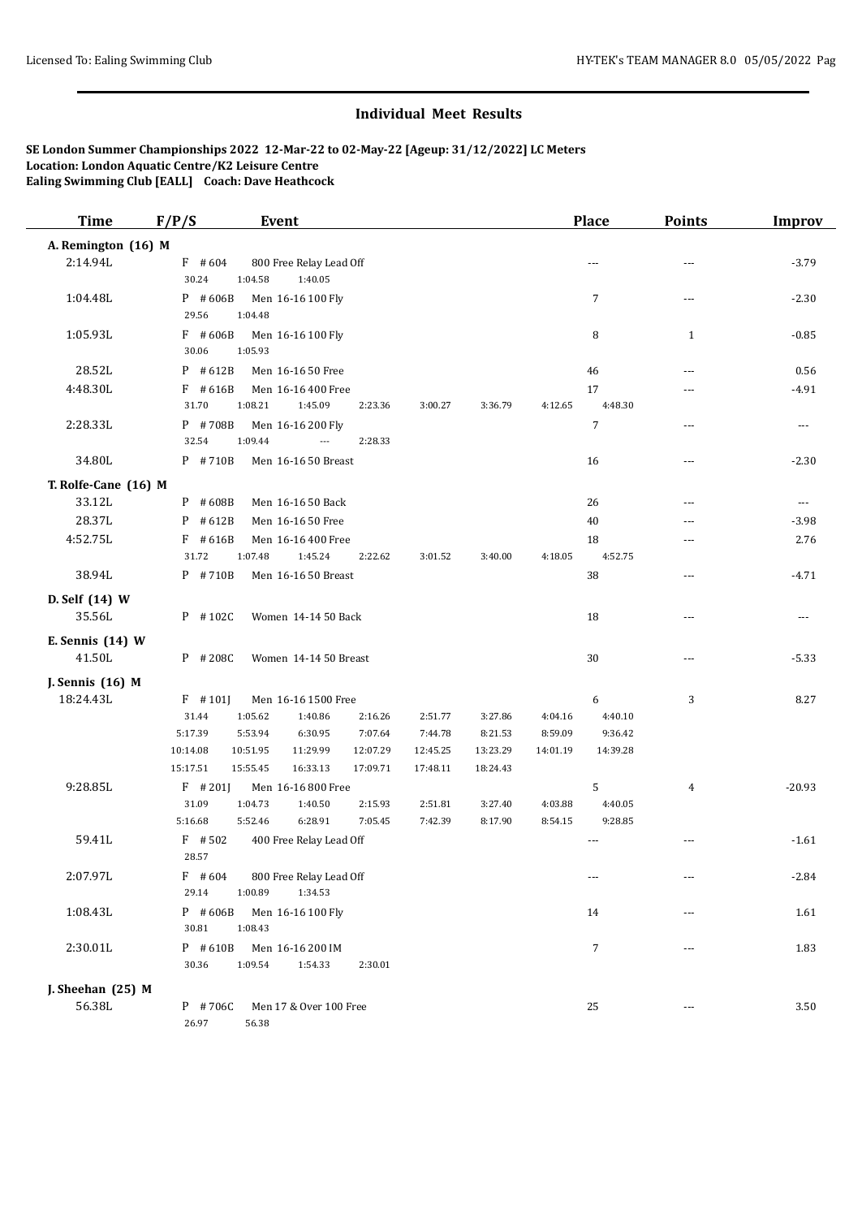## Individual Meet Results

**SE London Summer Championships 2022 12-Mar-22 to 02-May-22 [Ageup: 31/12/2022] LC Meters**
**Location: London Aquatic Centre/K2 Leisure Centre**
**Ealing Swimming Club [EALL] Coach: Dave Heathcock**

| Time | F/P/S | Event | Place | Points | Improv |
|---|---|---|---|---|---|
| **A. Remington (16) M** | | | | | |
| 2:14.94L | F #604 | 800 Free Relay Lead Off | --- | --- | -3.79 |
| | 30.24 1:04.58 1:40.05 | | | | |
| 1:04.48L | P #606B | Men 16-16 100 Fly | 7 | --- | -2.30 |
| | 29.56 1:04.48 | | | | |
| 1:05.93L | F #606B | Men 16-16 100 Fly | 8 | 1 | -0.85 |
| | 30.06 1:05.93 | | | | |
| 28.52L | P #612B | Men 16-16 50 Free | 46 | --- | 0.56 |
| 4:48.30L | F #616B | Men 16-16 400 Free | 17 | --- | -4.91 |
| | 31.70 1:08.21 1:45.09 2:23.36 3:00.27 3:36.79 4:12.65 4:48.30 | | | | |
| 2:28.33L | P #708B | Men 16-16 200 Fly | 7 | --- | --- |
| | 32.54 1:09.44 --- 2:28.33 | | | | |
| 34.80L | P #710B | Men 16-16 50 Breast | 16 | --- | -2.30 |
| **T. Rolfe-Cane (16) M** | | | | | |
| 33.12L | P #608B | Men 16-16 50 Back | 26 | --- | --- |
| 28.37L | P #612B | Men 16-16 50 Free | 40 | --- | -3.98 |
| 4:52.75L | F #616B | Men 16-16 400 Free | 18 | --- | 2.76 |
| | 31.72 1:07.48 1:45.24 2:22.62 3:01.52 3:40.00 4:18.05 4:52.75 | | | | |
| 38.94L | P #710B | Men 16-16 50 Breast | 38 | --- | -4.71 |
| **D. Self (14) W** | | | | | |
| 35.56L | P #102C | Women 14-14 50 Back | 18 | --- | --- |
| **E. Sennis (14) W** | | | | | |
| 41.50L | P #208C | Women 14-14 50 Breast | 30 | --- | -5.33 |
| **J. Sennis (16) M** | | | | | |
| 18:24.43L | F #101J | Men 16-16 1500 Free | 6 | 3 | 8.27 |
| | 31.44 1:05.62 1:40.86 2:16.26 2:51.77 3:27.86 4:04.16 4:40.10 | | | | |
| | 5:17.39 5:53.94 6:30.95 7:07.64 7:44.78 8:21.53 8:59.09 9:36.42 | | | | |
| | 10:14.08 10:51.95 11:29.99 12:07.29 12:45.25 13:23.29 14:01.19 14:39.28 | | | | |
| | 15:17.51 15:55.45 16:33.13 17:09.71 17:48.11 18:24.43 | | | | |
| 9:28.85L | F #201J | Men 16-16 800 Free | 5 | 4 | -20.93 |
| | 31.09 1:04.73 1:40.50 2:15.93 2:51.81 3:27.40 4:03.88 4:40.05 | | | | |
| | 5:16.68 5:52.46 6:28.91 7:05.45 7:42.39 8:17.90 8:54.15 9:28.85 | | | | |
| 59.41L | F #502 | 400 Free Relay Lead Off | --- | --- | -1.61 |
| | 28.57 | | | | |
| 2:07.97L | F #604 | 800 Free Relay Lead Off | --- | --- | -2.84 |
| | 29.14 1:00.89 1:34.53 | | | | |
| 1:08.43L | P #606B | Men 16-16 100 Fly | 14 | --- | 1.61 |
| | 30.81 1:08.43 | | | | |
| 2:30.01L | P #610B | Men 16-16 200 IM | 7 | --- | 1.83 |
| | 30.36 1:09.54 1:54.33 2:30.01 | | | | |
| **J. Sheehan (25) M** | | | | | |
| 56.38L | P #706C | Men 17 & Over 100 Free | 25 | --- | 3.50 |
| | 26.97 56.38 | | | | |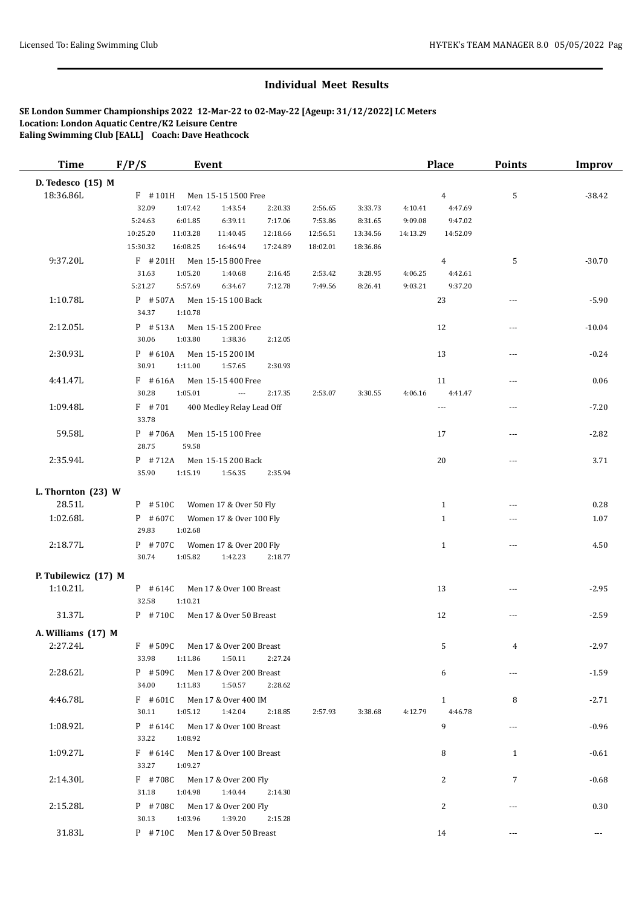## Individual Meet Results

**SE London Summer Championships 2022 12-Mar-22 to 02-May-22 [Ageup: 31/12/2022] LC Meters**
**Location: London Aquatic Centre/K2 Leisure Centre**
**Ealing Swimming Club [EALL] Coach: Dave Heathcock**

| Time | F/P/S | Event | Place | Points | Improv |
|---|---|---|---|---|---|
| **D. Tedesco (15) M** | | | | | |
| 18:36.86L | F #101H | Men 15-15 1500 Free | 4 | 5 | -38.42 |
| | 32.09 1:07.42 1:43.54 2:20.33 2:56.65 3:33.73 4:10.41 4:47.69 | | | | |
| | 5:24.63 6:01.85 6:39.11 7:17.06 7:53.86 8:31.65 9:09.08 9:47.02 | | | | |
| | 10:25.20 11:03.28 11:40.45 12:18.66 12:56.51 13:34.56 14:13.29 14:52.09 | | | | |
| | 15:30.32 16:08.25 16:46.94 17:24.89 18:02.01 18:36.86 | | | | |
| 9:37.20L | F #201H | Men 15-15 800 Free | 4 | 5 | -30.70 |
| | 31.63 1:05.20 1:40.68 2:16.45 2:53.42 3:28.95 4:06.25 4:42.61 | | | | |
| | 5:21.27 5:57.69 6:34.67 7:12.78 7:49.56 8:26.41 9:03.21 9:37.20 | | | | |
| 1:10.78L | P #507A | Men 15-15 100 Back | 23 | --- | -5.90 |
| | 34.37 1:10.78 | | | | |
| 2:12.05L | P #513A | Men 15-15 200 Free | 12 | --- | -10.04 |
| | 30.06 1:03.80 1:38.36 2:12.05 | | | | |
| 2:30.93L | P #610A | Men 15-15 200 IM | 13 | --- | -0.24 |
| | 30.91 1:11.00 1:57.65 2:30.93 | | | | |
| 4:41.47L | F #616A | Men 15-15 400 Free | 11 | --- | 0.06 |
| | 30.28 1:05.01 --- 2:17.35 2:53.07 3:30.55 4:06.16 4:41.47 | | | | |
| 1:09.48L | F #701 | 400 Medley Relay Lead Off | --- | --- | -7.20 |
| | 33.78 | | | | |
| 59.58L | P #706A | Men 15-15 100 Free | 17 | --- | -2.82 |
| | 28.75 59.58 | | | | |
| 2:35.94L | P #712A | Men 15-15 200 Back | 20 | --- | 3.71 |
| | 35.90 1:15.19 1:56.35 2:35.94 | | | | |
| **L. Thornton (23) W** | | | | | |
| 28.51L | P #510C | Women 17 & Over 50 Fly | 1 | --- | 0.28 |
| 1:02.68L | P #607C | Women 17 & Over 100 Fly | 1 | --- | 1.07 |
| | 29.83 1:02.68 | | | | |
| 2:18.77L | P #707C | Women 17 & Over 200 Fly | 1 | --- | 4.50 |
| | 30.74 1:05.82 1:42.23 2:18.77 | | | | |
| **P. Tubilewicz (17) M** | | | | | |
| 1:10.21L | P #614C | Men 17 & Over 100 Breast | 13 | --- | -2.95 |
| | 32.58 1:10.21 | | | | |
| 31.37L | P #710C | Men 17 & Over 50 Breast | 12 | --- | -2.59 |
| **A. Williams (17) M** | | | | | |
| 2:27.24L | F #509C | Men 17 & Over 200 Breast | 5 | 4 | -2.97 |
| | 33.98 1:11.86 1:50.11 2:27.24 | | | | |
| 2:28.62L | P #509C | Men 17 & Over 200 Breast | 6 | --- | -1.59 |
| | 34.00 1:11.83 1:50.57 2:28.62 | | | | |
| 4:46.78L | F #601C | Men 17 & Over 400 IM | 1 | 8 | -2.71 |
| | 30.11 1:05.12 1:42.04 2:18.85 2:57.93 3:38.68 4:12.79 4:46.78 | | | | |
| 1:08.92L | P #614C | Men 17 & Over 100 Breast | 9 | --- | -0.96 |
| | 33.22 1:08.92 | | | | |
| 1:09.27L | F #614C | Men 17 & Over 100 Breast | 8 | 1 | -0.61 |
| | 33.27 1:09.27 | | | | |
| 2:14.30L | F #708C | Men 17 & Over 200 Fly | 2 | 7 | -0.68 |
| | 31.18 1:04.98 1:40.44 2:14.30 | | | | |
| 2:15.28L | P #708C | Men 17 & Over 200 Fly | 2 | --- | 0.30 |
| | 30.13 1:03.96 1:39.20 2:15.28 | | | | |
| 31.83L | P #710C | Men 17 & Over 50 Breast | 14 | --- | --- |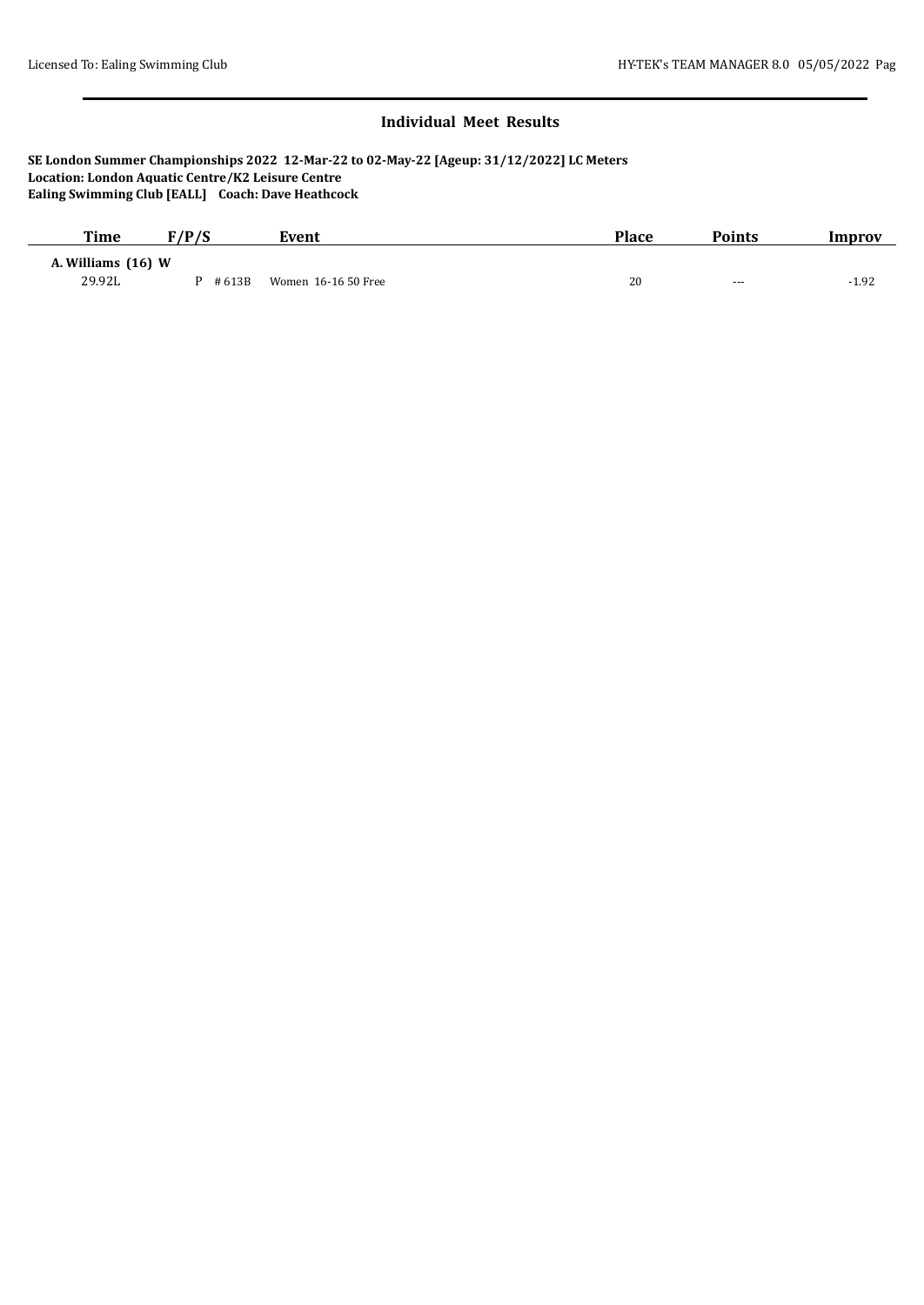## Individual Meet Results

**SE London Summer Championships 2022 12-Mar-22 to 02-May-22 [Ageup: 31/12/2022] LC Meters**
**Location: London Aquatic Centre/K2 Leisure Centre**
**Ealing Swimming Club [EALL] Coach: Dave Heathcock**

| Time | F/P/S | | Event | Place | Points | Improv |
|---|---|---|---|---|---|---|
| **A. Williams (16) W** | | | | | | |
| 29.92L | P | # 613B | Women 16-16 50 Free | 20 | --- | -1.92 |